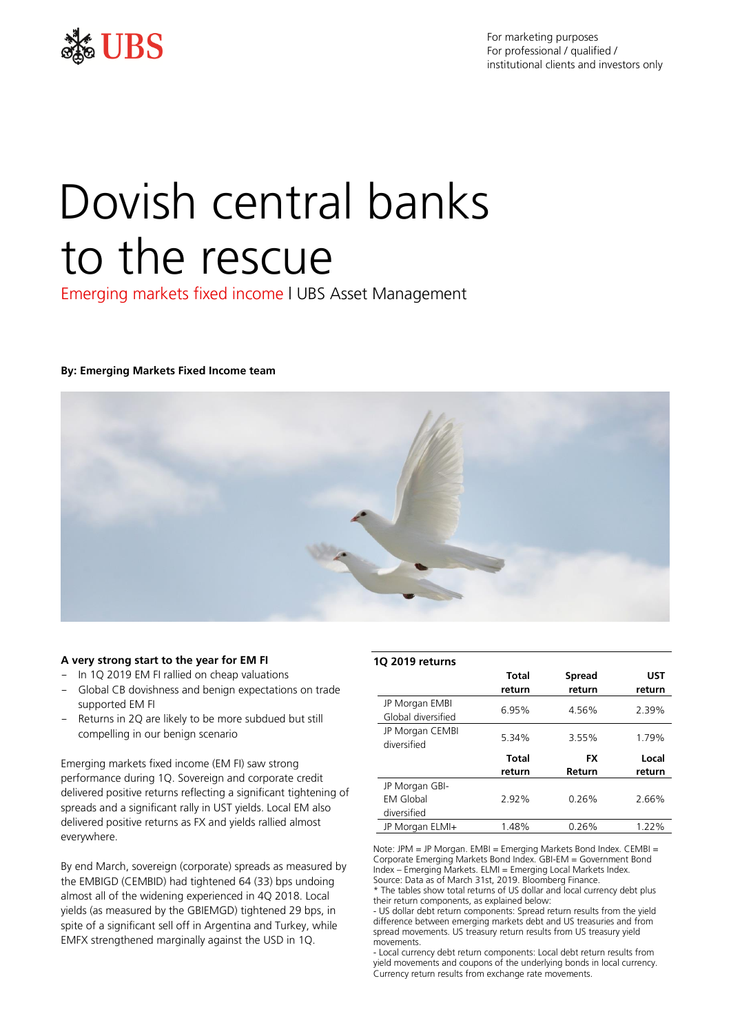For marketing purposes
For professional / qualified / institutional clients and investors only

# Dovish central banks to the rescue

Emerging markets fixed income | UBS Asset Management

**By: Emerging Markets Fixed Income team**

### A very strong start to the year for EM FI

- In 1Q 2019 EM FI rallied on cheap valuations
- Global CB dovishness and benign expectations on trade supported EM FI
- Returns in 2Q are likely to be more subdued but still compelling in our benign scenario

Emerging markets fixed income (EM FI) saw strong performance during 1Q. Sovereign and corporate credit delivered positive returns reflecting a significant tightening of spreads and a significant rally in UST yields. Local EM also delivered positive returns as FX and yields rallied almost everywhere.

By end March, sovereign (corporate) spreads as measured by the EMBIGD (CEMBID) had tightened 64 (33) bps undoing almost all of the widening experienced in 4Q 2018. Local yields (as measured by the GBIEMGD) tightened 29 bps, in spite of a significant sell off in Argentina and Turkey, while EMFX strengthened marginally against the USD in 1Q.

**1Q 2019 returns**

| | Total return | Spread return | UST return |
|---|---|---|---|
| JP Morgan EMBI Global diversified | 6.95% | 4.56% | 2.39% |
| JP Morgan CEMBI diversified | 5.34% | 3.55% | 1.79% |
| | **Total return** | **FX Return** | **Local return** |
| JP Morgan GBI-EM Global diversified | 2.92% | 0.26% | 2.66% |
| JP Morgan ELMI+ | 1.48% | 0.26% | 1.22% |

Note: JPM = JP Morgan. EMBI = Emerging Markets Bond Index. CEMBI = Corporate Emerging Markets Bond Index. GBI-EM = Government Bond Index – Emerging Markets. ELMI = Emerging Local Markets Index.
Source: Data as of March 31st, 2019. Bloomberg Finance.
* The tables show total returns of US dollar and local currency debt plus their return components, as explained below:
- US dollar debt return components: Spread return results from the yield difference between emerging markets debt and US treasuries and from spread movements. US treasury return results from US treasury yield movements.
- Local currency debt return components: Local debt return results from yield movements and coupons of the underlying bonds in local currency. Currency return results from exchange rate movements.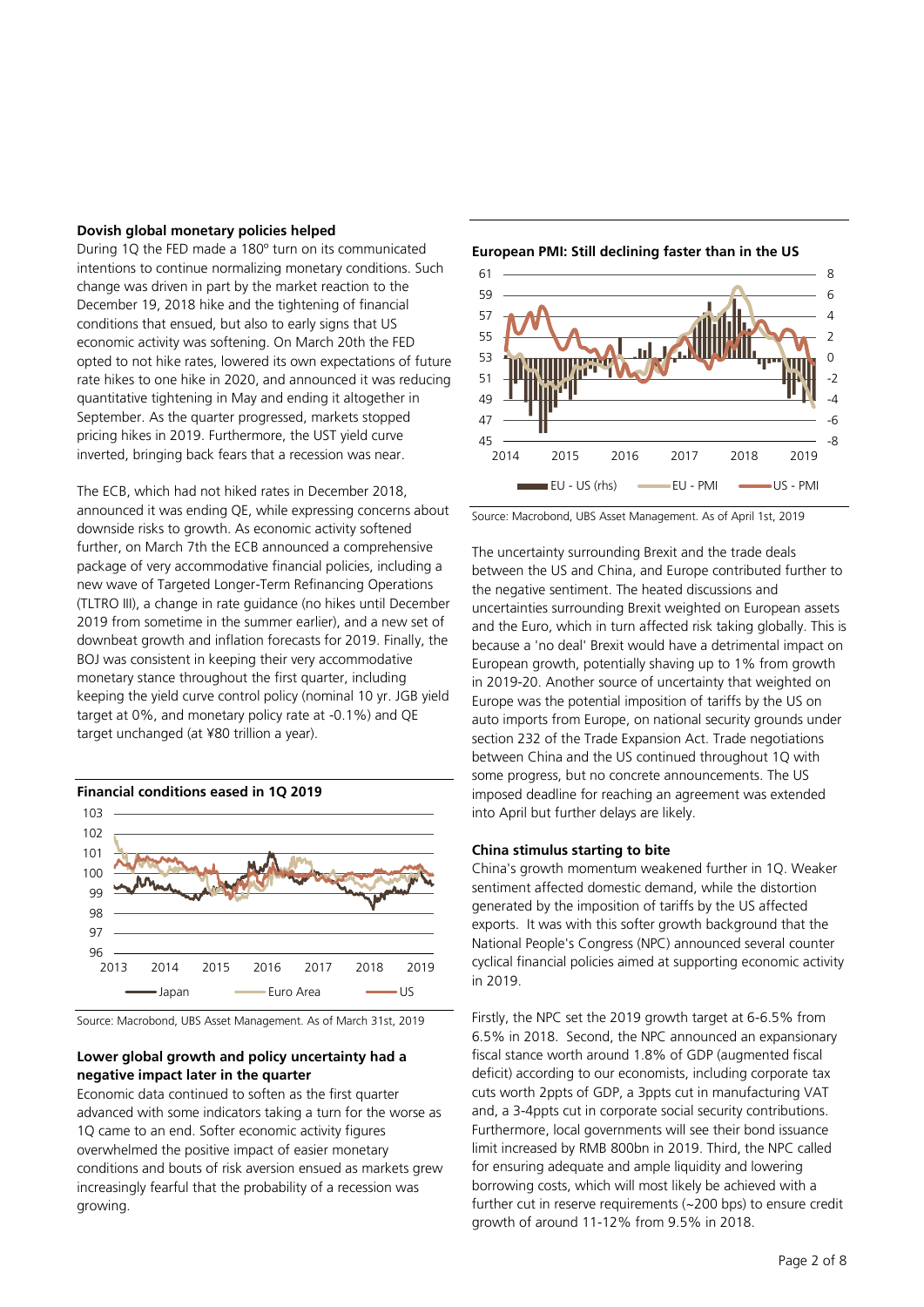### Dovish global monetary policies helped

During 1Q the FED made a 180º turn on its communicated intentions to continue normalizing monetary conditions. Such change was driven in part by the market reaction to the December 19, 2018 hike and the tightening of financial conditions that ensued, but also to early signs that US economic activity was softening. On March 20th the FED opted to not hike rates, lowered its own expectations of future rate hikes to one hike in 2020, and announced it was reducing quantitative tightening in May and ending it altogether in September. As the quarter progressed, markets stopped pricing hikes in 2019. Furthermore, the UST yield curve inverted, bringing back fears that a recession was near.

The ECB, which had not hiked rates in December 2018, announced it was ending QE, while expressing concerns about downside risks to growth. As economic activity softened further, on March 7th the ECB announced a comprehensive package of very accommodative financial policies, including a new wave of Targeted Longer-Term Refinancing Operations (TLTRO III), a change in rate guidance (no hikes until December 2019 from sometime in the summer earlier), and a new set of downbeat growth and inflation forecasts for 2019. Finally, the BOJ was consistent in keeping their very accommodative monetary stance throughout the first quarter, including keeping the yield curve control policy (nominal 10 yr. JGB yield target at 0%, and monetary policy rate at -0.1%) and QE target unchanged (at ¥80 trillion a year).

**Financial conditions eased in 1Q 2019**

Source: Macrobond, UBS Asset Management. As of March 31st, 2019

### Lower global growth and policy uncertainty had a negative impact later in the quarter

Economic data continued to soften as the first quarter advanced with some indicators taking a turn for the worse as 1Q came to an end. Softer economic activity figures overwhelmed the positive impact of easier monetary conditions and bouts of risk aversion ensued as markets grew increasingly fearful that the probability of a recession was growing.

**European PMI: Still declining faster than in the US**

Source: Macrobond, UBS Asset Management. As of April 1st, 2019

The uncertainty surrounding Brexit and the trade deals between the US and China, and Europe contributed further to the negative sentiment. The heated discussions and uncertainties surrounding Brexit weighted on European assets and the Euro, which in turn affected risk taking globally. This is because a 'no deal' Brexit would have a detrimental impact on European growth, potentially shaving up to 1% from growth in 2019-20. Another source of uncertainty that weighted on Europe was the potential imposition of tariffs by the US on auto imports from Europe, on national security grounds under section 232 of the Trade Expansion Act. Trade negotiations between China and the US continued throughout 1Q with some progress, but no concrete announcements. The US imposed deadline for reaching an agreement was extended into April but further delays are likely.

### China stimulus starting to bite

China's growth momentum weakened further in 1Q. Weaker sentiment affected domestic demand, while the distortion generated by the imposition of tariffs by the US affected exports. It was with this softer growth background that the National People's Congress (NPC) announced several counter cyclical financial policies aimed at supporting economic activity in 2019.

Firstly, the NPC set the 2019 growth target at 6-6.5% from 6.5% in 2018. Second, the NPC announced an expansionary fiscal stance worth around 1.8% of GDP (augmented fiscal deficit) according to our economists, including corporate tax cuts worth 2ppts of GDP, a 3ppts cut in manufacturing VAT and, a 3-4ppts cut in corporate social security contributions. Furthermore, local governments will see their bond issuance limit increased by RMB 800bn in 2019. Third, the NPC called for ensuring adequate and ample liquidity and lowering borrowing costs, which will most likely be achieved with a further cut in reserve requirements (~200 bps) to ensure credit growth of around 11-12% from 9.5% in 2018.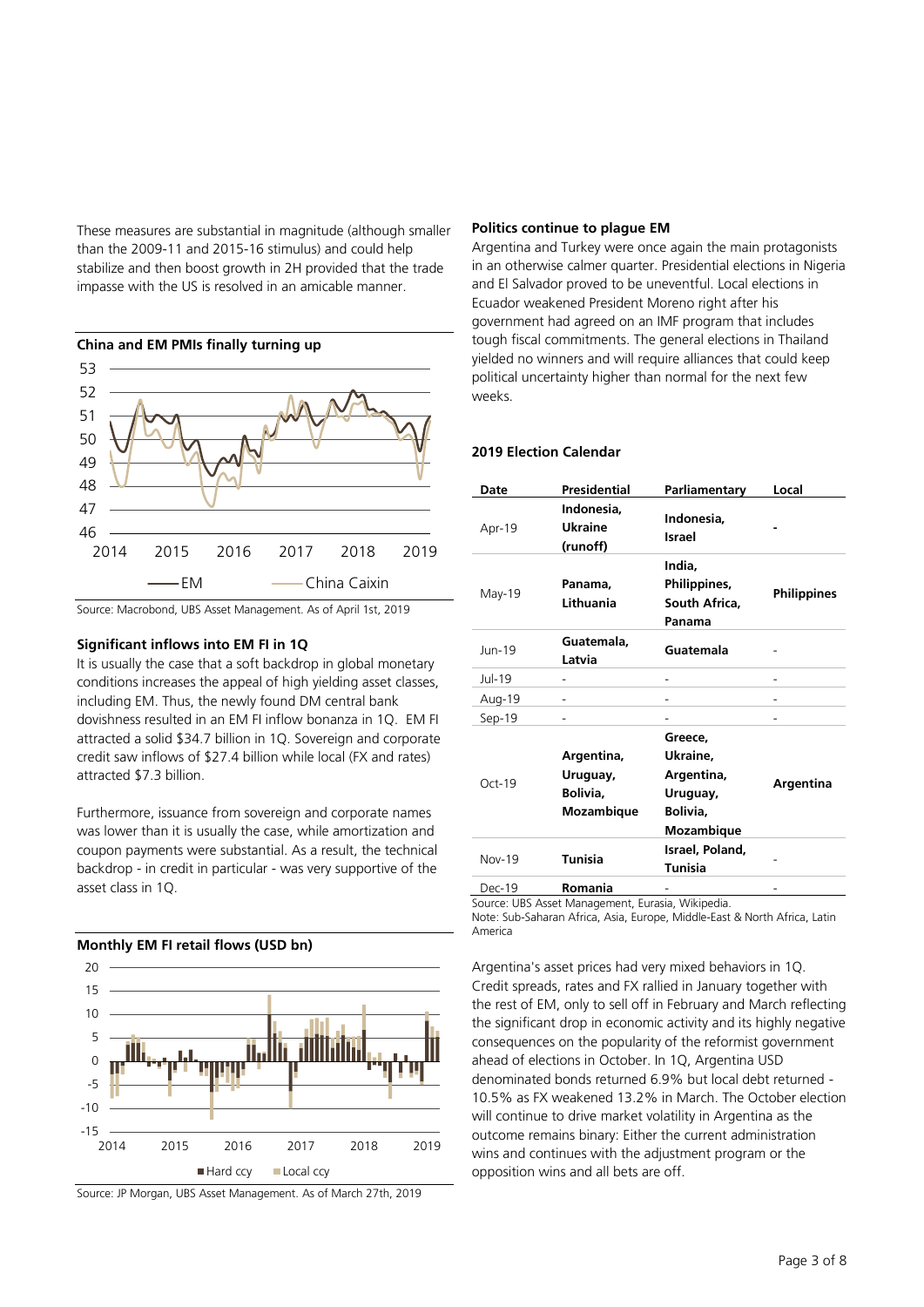These measures are substantial in magnitude (although smaller than the 2009-11 and 2015-16 stimulus) and could help stabilize and then boost growth in 2H provided that the trade impasse with the US is resolved in an amicable manner.

**China and EM PMIs finally turning up**

Source: Macrobond, UBS Asset Management. As of April 1st, 2019

### Significant inflows into EM FI in 1Q

It is usually the case that a soft backdrop in global monetary conditions increases the appeal of high yielding asset classes, including EM. Thus, the newly found DM central bank dovishness resulted in an EM FI inflow bonanza in 1Q. EM FI attracted a solid \$34.7 billion in 1Q. Sovereign and corporate credit saw inflows of \$27.4 billion while local (FX and rates) attracted \$7.3 billion.

Furthermore, issuance from sovereign and corporate names was lower than it is usually the case, while amortization and coupon payments were substantial. As a result, the technical backdrop - in credit in particular - was very supportive of the asset class in 1Q.

**Monthly EM FI retail flows (USD bn)**

Source: JP Morgan, UBS Asset Management. As of March 27th, 2019

### Politics continue to plague EM

Argentina and Turkey were once again the main protagonists in an otherwise calmer quarter. Presidential elections in Nigeria and El Salvador proved to be uneventful. Local elections in Ecuador weakened President Moreno right after his government had agreed on an IMF program that includes tough fiscal commitments. The general elections in Thailand yielded no winners and will require alliances that could keep political uncertainty higher than normal for the next few weeks.

**2019 Election Calendar**

| Date | Presidential | Parliamentary | Local |
|---|---|---|---|
| Apr-19 | **Indonesia, Ukraine (runoff)** | **Indonesia, Israel** | **-** |
| May-19 | **Panama, Lithuania** | **India, Philippines, South Africa, Panama** | **Philippines** |
| Jun-19 | **Guatemala, Latvia** | **Guatemala** | - |
| Jul-19 | - | - | - |
| Aug-19 | - | - | - |
| Sep-19 | - | - | - |
| Oct-19 | **Argentina, Uruguay, Bolivia, Mozambique** | **Greece, Ukraine, Argentina, Uruguay, Bolivia, Mozambique** | **Argentina** |
| Nov-19 | **Tunisia** | **Israel, Poland, Tunisia** | - |
| Dec-19 | **Romania** | - | - |

Source: UBS Asset Management, Eurasia, Wikipedia.
Note: Sub-Saharan Africa, Asia, Europe, Middle-East & North Africa, Latin America

Argentina's asset prices had very mixed behaviors in 1Q. Credit spreads, rates and FX rallied in January together with the rest of EM, only to sell off in February and March reflecting the significant drop in economic activity and its highly negative consequences on the popularity of the reformist government ahead of elections in October. In 1Q, Argentina USD denominated bonds returned 6.9% but local debt returned -10.5% as FX weakened 13.2% in March. The October election will continue to drive market volatility in Argentina as the outcome remains binary: Either the current administration wins and continues with the adjustment program or the opposition wins and all bets are off.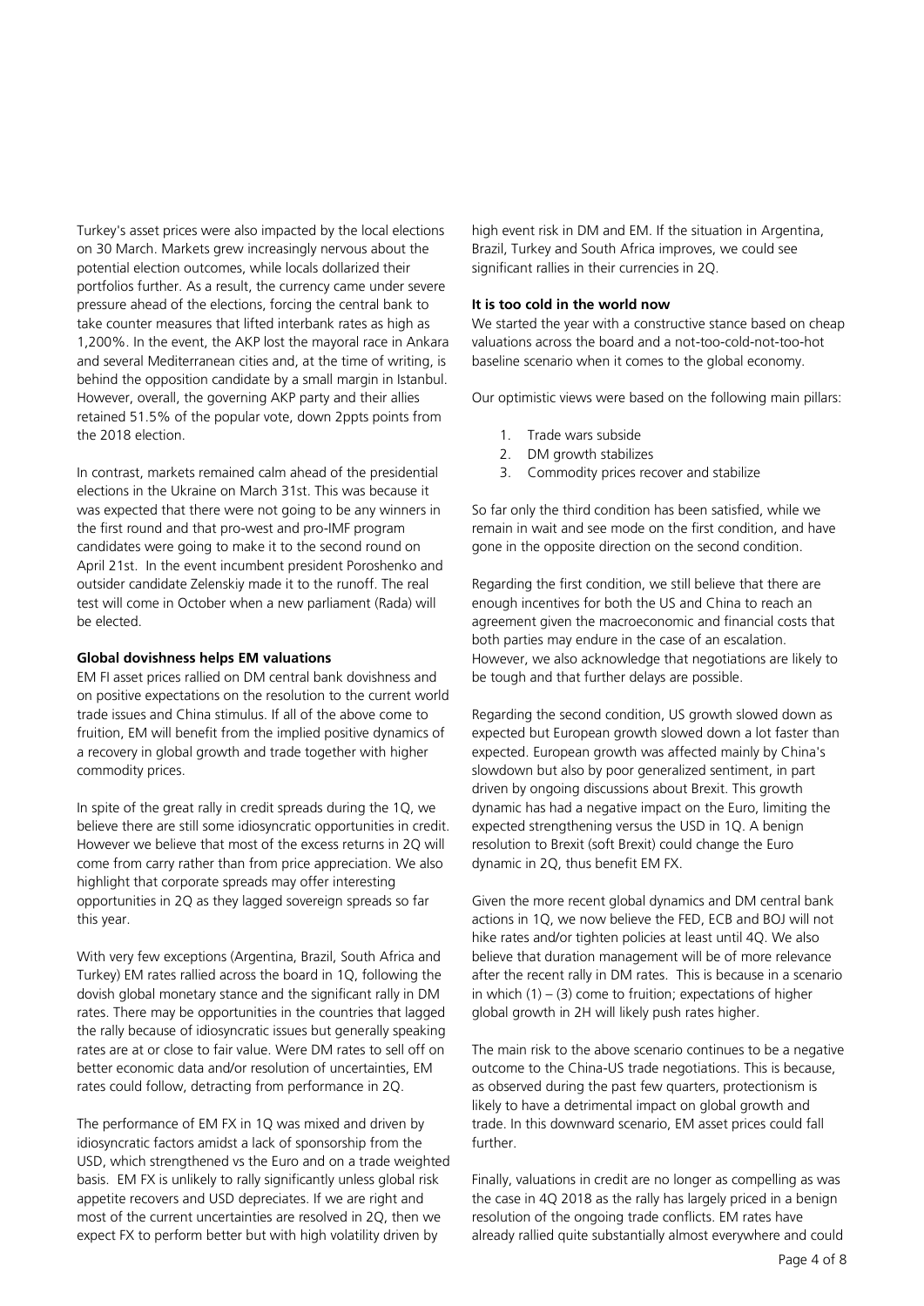Turkey's asset prices were also impacted by the local elections on 30 March. Markets grew increasingly nervous about the potential election outcomes, while locals dollarized their portfolios further. As a result, the currency came under severe pressure ahead of the elections, forcing the central bank to take counter measures that lifted interbank rates as high as 1,200%. In the event, the AKP lost the mayoral race in Ankara and several Mediterranean cities and, at the time of writing, is behind the opposition candidate by a small margin in Istanbul. However, overall, the governing AKP party and their allies retained 51.5% of the popular vote, down 2ppts points from the 2018 election.

In contrast, markets remained calm ahead of the presidential elections in the Ukraine on March 31st. This was because it was expected that there were not going to be any winners in the first round and that pro-west and pro-IMF program candidates were going to make it to the second round on April 21st. In the event incumbent president Poroshenko and outsider candidate Zelenskiy made it to the runoff. The real test will come in October when a new parliament (Rada) will be elected.

**Global dovishness helps EM valuations**

EM FI asset prices rallied on DM central bank dovishness and on positive expectations on the resolution to the current world trade issues and China stimulus. If all of the above come to fruition, EM will benefit from the implied positive dynamics of a recovery in global growth and trade together with higher commodity prices.

In spite of the great rally in credit spreads during the 1Q, we believe there are still some idiosyncratic opportunities in credit. However we believe that most of the excess returns in 2Q will come from carry rather than from price appreciation. We also highlight that corporate spreads may offer interesting opportunities in 2Q as they lagged sovereign spreads so far this year.

With very few exceptions (Argentina, Brazil, South Africa and Turkey) EM rates rallied across the board in 1Q, following the dovish global monetary stance and the significant rally in DM rates. There may be opportunities in the countries that lagged the rally because of idiosyncratic issues but generally speaking rates are at or close to fair value. Were DM rates to sell off on better economic data and/or resolution of uncertainties, EM rates could follow, detracting from performance in 2Q.

The performance of EM FX in 1Q was mixed and driven by idiosyncratic factors amidst a lack of sponsorship from the USD, which strengthened vs the Euro and on a trade weighted basis. EM FX is unlikely to rally significantly unless global risk appetite recovers and USD depreciates. If we are right and most of the current uncertainties are resolved in 2Q, then we expect FX to perform better but with high volatility driven by high event risk in DM and EM. If the situation in Argentina, Brazil, Turkey and South Africa improves, we could see significant rallies in their currencies in 2Q.

**It is too cold in the world now**

We started the year with a constructive stance based on cheap valuations across the board and a not-too-cold-not-too-hot baseline scenario when it comes to the global economy.

Our optimistic views were based on the following main pillars:

1. Trade wars subside
2. DM growth stabilizes
3. Commodity prices recover and stabilize

So far only the third condition has been satisfied, while we remain in wait and see mode on the first condition, and have gone in the opposite direction on the second condition.

Regarding the first condition, we still believe that there are enough incentives for both the US and China to reach an agreement given the macroeconomic and financial costs that both parties may endure in the case of an escalation. However, we also acknowledge that negotiations are likely to be tough and that further delays are possible.

Regarding the second condition, US growth slowed down as expected but European growth slowed down a lot faster than expected. European growth was affected mainly by China's slowdown but also by poor generalized sentiment, in part driven by ongoing discussions about Brexit. This growth dynamic has had a negative impact on the Euro, limiting the expected strengthening versus the USD in 1Q. A benign resolution to Brexit (soft Brexit) could change the Euro dynamic in 2Q, thus benefit EM FX.

Given the more recent global dynamics and DM central bank actions in 1Q, we now believe the FED, ECB and BOJ will not hike rates and/or tighten policies at least until 4Q. We also believe that duration management will be of more relevance after the recent rally in DM rates. This is because in a scenario in which (1) – (3) come to fruition; expectations of higher global growth in 2H will likely push rates higher.

The main risk to the above scenario continues to be a negative outcome to the China-US trade negotiations. This is because, as observed during the past few quarters, protectionism is likely to have a detrimental impact on global growth and trade. In this downward scenario, EM asset prices could fall further.

Finally, valuations in credit are no longer as compelling as was the case in 4Q 2018 as the rally has largely priced in a benign resolution of the ongoing trade conflicts. EM rates have already rallied quite substantially almost everywhere and could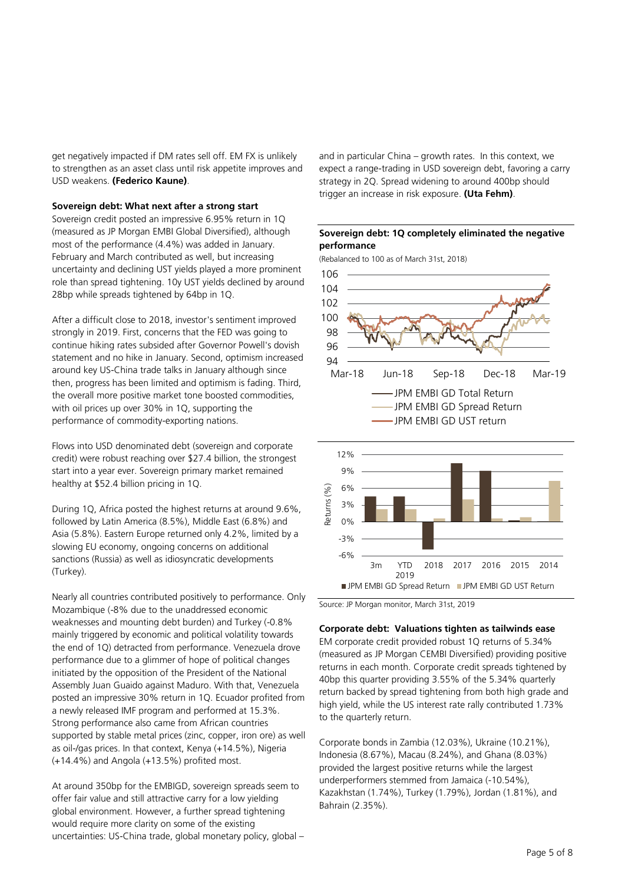get negatively impacted if DM rates sell off. EM FX is unlikely to strengthen as an asset class until risk appetite improves and USD weakens. **(Federico Kaune)**.

**Sovereign debt: What next after a strong start**

Sovereign credit posted an impressive 6.95% return in 1Q (measured as JP Morgan EMBI Global Diversified), although most of the performance (4.4%) was added in January. February and March contributed as well, but increasing uncertainty and declining UST yields played a more prominent role than spread tightening. 10y UST yields declined by around 28bp while spreads tightened by 64bp in 1Q.

After a difficult close to 2018, investor's sentiment improved strongly in 2019. First, concerns that the FED was going to continue hiking rates subsided after Governor Powell's dovish statement and no hike in January. Second, optimism increased around key US-China trade talks in January although since then, progress has been limited and optimism is fading. Third, the overall more positive market tone boosted commodities, with oil prices up over 30% in 1Q, supporting the performance of commodity-exporting nations.

Flows into USD denominated debt (sovereign and corporate credit) were robust reaching over $27.4 billion, the strongest start into a year ever. Sovereign primary market remained healthy at $52.4 billion pricing in 1Q.

During 1Q, Africa posted the highest returns at around 9.6%, followed by Latin America (8.5%), Middle East (6.8%) and Asia (5.8%). Eastern Europe returned only 4.2%, limited by a slowing EU economy, ongoing concerns on additional sanctions (Russia) as well as idiosyncratic developments (Turkey).

Nearly all countries contributed positively to performance. Only Mozambique (-8% due to the unaddressed economic weaknesses and mounting debt burden) and Turkey (-0.8% mainly triggered by economic and political volatility towards the end of 1Q) detracted from performance. Venezuela drove performance due to a glimmer of hope of political changes initiated by the opposition of the President of the National Assembly Juan Guaido against Maduro. With that, Venezuela posted an impressive 30% return in 1Q. Ecuador profited from a newly released IMF program and performed at 15.3%. Strong performance also came from African countries supported by stable metal prices (zinc, copper, iron ore) as well as oil-/gas prices. In that context, Kenya (+14.5%), Nigeria (+14.4%) and Angola (+13.5%) profited most.

At around 350bp for the EMBIGD, sovereign spreads seem to offer fair value and still attractive carry for a low yielding global environment. However, a further spread tightening would require more clarity on some of the existing uncertainties: US-China trade, global monetary policy, global – and in particular China – growth rates. In this context, we expect a range-trading in USD sovereign debt, favoring a carry strategy in 2Q. Spread widening to around 400bp should trigger an increase in risk exposure. **(Uta Fehm)**.

**Sovereign debt: 1Q completely eliminated the negative performance**

(Rebalanced to 100 as of March 31st, 2018)

Source: JP Morgan monitor, March 31st, 2019

**Corporate debt: Valuations tighten as tailwinds ease**

EM corporate credit provided robust 1Q returns of 5.34% (measured as JP Morgan CEMBI Diversified) providing positive returns in each month. Corporate credit spreads tightened by 40bp this quarter providing 3.55% of the 5.34% quarterly return backed by spread tightening from both high grade and high yield, while the US interest rate rally contributed 1.73% to the quarterly return.

Corporate bonds in Zambia (12.03%), Ukraine (10.21%), Indonesia (8.67%), Macau (8.24%), and Ghana (8.03%) provided the largest positive returns while the largest underperformers stemmed from Jamaica (-10.54%), Kazakhstan (1.74%), Turkey (1.79%), Jordan (1.81%), and Bahrain (2.35%).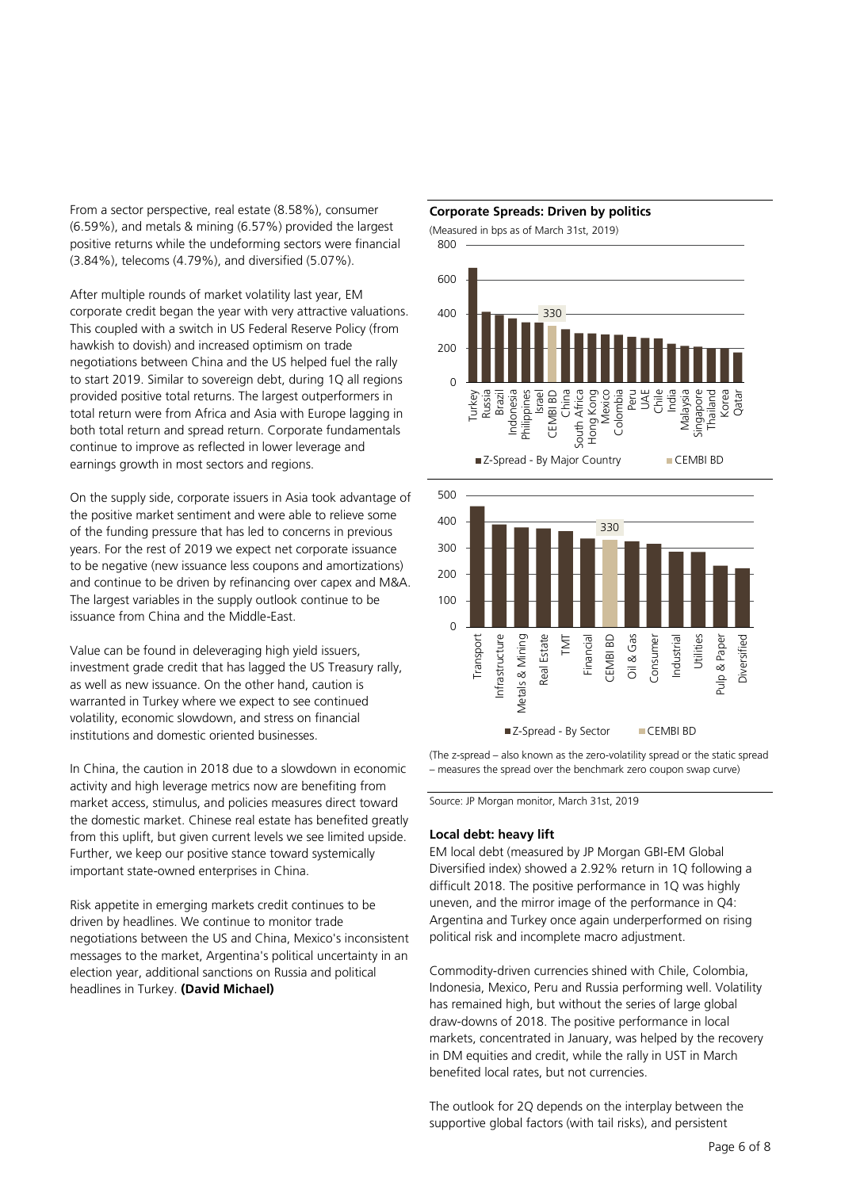From a sector perspective, real estate (8.58%), consumer (6.59%), and metals & mining (6.57%) provided the largest positive returns while the undeforming sectors were financial (3.84%), telecoms (4.79%), and diversified (5.07%).

After multiple rounds of market volatility last year, EM corporate credit began the year with very attractive valuations. This coupled with a switch in US Federal Reserve Policy (from hawkish to dovish) and increased optimism on trade negotiations between China and the US helped fuel the rally to start 2019. Similar to sovereign debt, during 1Q all regions provided positive total returns. The largest outperformers in total return were from Africa and Asia with Europe lagging in both total return and spread return. Corporate fundamentals continue to improve as reflected in lower leverage and earnings growth in most sectors and regions.

On the supply side, corporate issuers in Asia took advantage of the positive market sentiment and were able to relieve some of the funding pressure that has led to concerns in previous years. For the rest of 2019 we expect net corporate issuance to be negative (new issuance less coupons and amortizations) and continue to be driven by refinancing over capex and M&A. The largest variables in the supply outlook continue to be issuance from China and the Middle-East.

Value can be found in deleveraging high yield issuers, investment grade credit that has lagged the US Treasury rally, as well as new issuance. On the other hand, caution is warranted in Turkey where we expect to see continued volatility, economic slowdown, and stress on financial institutions and domestic oriented businesses.

In China, the caution in 2018 due to a slowdown in economic activity and high leverage metrics now are benefiting from market access, stimulus, and policies measures direct toward the domestic market. Chinese real estate has benefited greatly from this uplift, but given current levels we see limited upside. Further, we keep our positive stance toward systemically important state-owned enterprises in China.

Risk appetite in emerging markets credit continues to be driven by headlines. We continue to monitor trade negotiations between the US and China, Mexico's inconsistent messages to the market, Argentina's political uncertainty in an election year, additional sanctions on Russia and political headlines in Turkey. **(David Michael)**

**Corporate Spreads: Driven by politics**

(Measured in bps as of March 31st, 2019)

Z-Spread - By Major Country: Turkey, Russia, Brazil, Indonesia, Philippines, Israel, CEMBI BD (330), China, South Africa, Hong Kong, Mexico, Colombia, Peru, UAE, Chile, India, Malaysia, Singapore, Thailand, Korea, Qatar

Z-Spread - By Sector: Transport, Infrastructure, Metals & Mining, Real Estate, TMT, Financial, CEMBI BD (330), Oil & Gas, Consumer, Industrial, Utilities, Pulp & Paper, Diversified

(The z-spread – also known as the zero-volatility spread or the static spread – measures the spread over the benchmark zero coupon swap curve)

Source: JP Morgan monitor, March 31st, 2019

**Local debt: heavy lift**

EM local debt (measured by JP Morgan GBI-EM Global Diversified index) showed a 2.92% return in 1Q following a difficult 2018. The positive performance in 1Q was highly uneven, and the mirror image of the performance in Q4: Argentina and Turkey once again underperformed on rising political risk and incomplete macro adjustment.

Commodity-driven currencies shined with Chile, Colombia, Indonesia, Mexico, Peru and Russia performing well. Volatility has remained high, but without the series of large global draw-downs of 2018. The positive performance in local markets, concentrated in January, was helped by the recovery in DM equities and credit, while the rally in UST in March benefited local rates, but not currencies.

The outlook for 2Q depends on the interplay between the supportive global factors (with tail risks), and persistent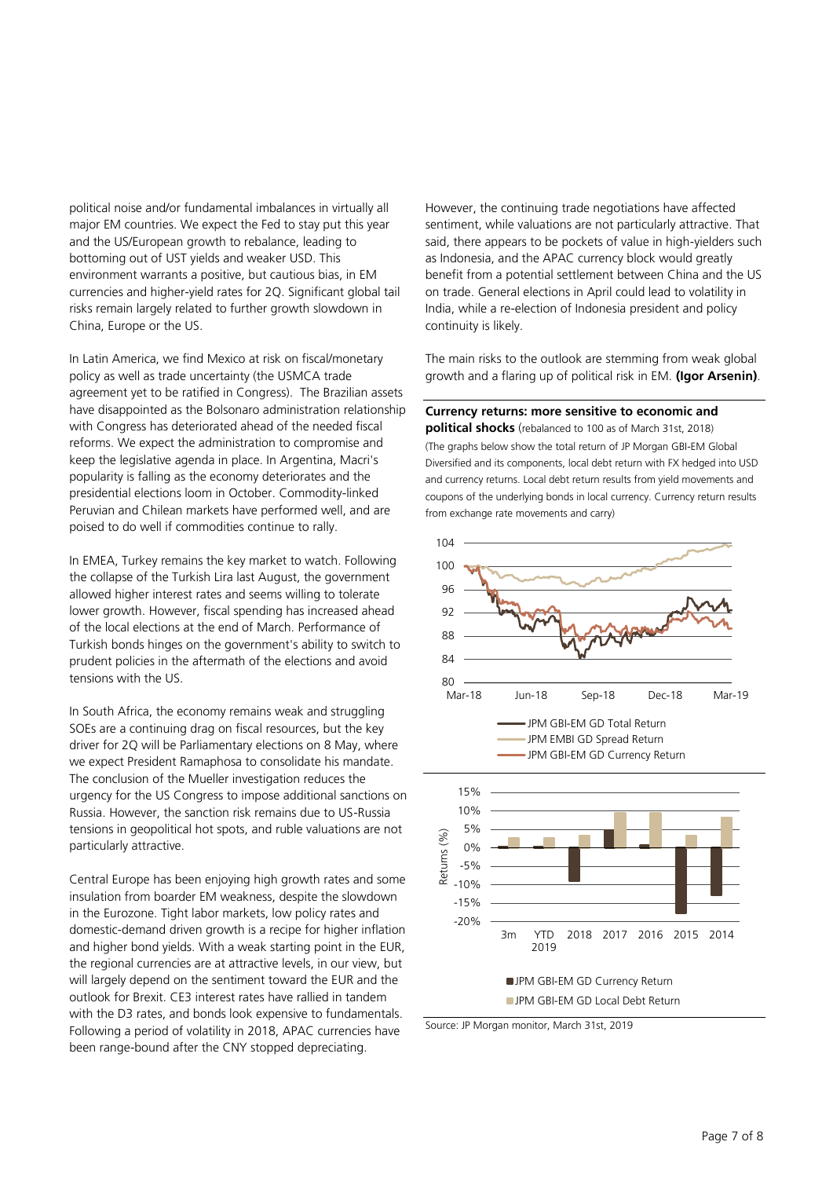political noise and/or fundamental imbalances in virtually all major EM countries. We expect the Fed to stay put this year and the US/European growth to rebalance, leading to bottoming out of UST yields and weaker USD. This environment warrants a positive, but cautious bias, in EM currencies and higher-yield rates for 2Q. Significant global tail risks remain largely related to further growth slowdown in China, Europe or the US.

In Latin America, we find Mexico at risk on fiscal/monetary policy as well as trade uncertainty (the USMCA trade agreement yet to be ratified in Congress). The Brazilian assets have disappointed as the Bolsonaro administration relationship with Congress has deteriorated ahead of the needed fiscal reforms. We expect the administration to compromise and keep the legislative agenda in place. In Argentina, Macri's popularity is falling as the economy deteriorates and the presidential elections loom in October. Commodity-linked Peruvian and Chilean markets have performed well, and are poised to do well if commodities continue to rally.

In EMEA, Turkey remains the key market to watch. Following the collapse of the Turkish Lira last August, the government allowed higher interest rates and seems willing to tolerate lower growth. However, fiscal spending has increased ahead of the local elections at the end of March. Performance of Turkish bonds hinges on the government's ability to switch to prudent policies in the aftermath of the elections and avoid tensions with the US.

In South Africa, the economy remains weak and struggling SOEs are a continuing drag on fiscal resources, but the key driver for 2Q will be Parliamentary elections on 8 May, where we expect President Ramaphosa to consolidate his mandate. The conclusion of the Mueller investigation reduces the urgency for the US Congress to impose additional sanctions on Russia. However, the sanction risk remains due to US-Russia tensions in geopolitical hot spots, and ruble valuations are not particularly attractive.

Central Europe has been enjoying high growth rates and some insulation from boarder EM weakness, despite the slowdown in the Eurozone. Tight labor markets, low policy rates and domestic-demand driven growth is a recipe for higher inflation and higher bond yields. With a weak starting point in the EUR, the regional currencies are at attractive levels, in our view, but will largely depend on the sentiment toward the EUR and the outlook for Brexit. CE3 interest rates have rallied in tandem with the D3 rates, and bonds look expensive to fundamentals. Following a period of volatility in 2018, APAC currencies have been range-bound after the CNY stopped depreciating. However, the continuing trade negotiations have affected sentiment, while valuations are not particularly attractive. That said, there appears to be pockets of value in high-yielders such as Indonesia, and the APAC currency block would greatly benefit from a potential settlement between China and the US on trade. General elections in April could lead to volatility in India, while a re-election of Indonesia president and policy continuity is likely.

The main risks to the outlook are stemming from weak global growth and a flaring up of political risk in EM. **(Igor Arsenin)**.

**Currency returns: more sensitive to economic and political shocks** (rebalanced to 100 as of March 31st, 2018)

(The graphs below show the total return of JP Morgan GBI-EM Global Diversified and its components, local debt return with FX hedged into USD and currency returns. Local debt return results from yield movements and coupons of the underlying bonds in local currency. Currency return results from exchange rate movements and carry)

Source: JP Morgan monitor, March 31st, 2019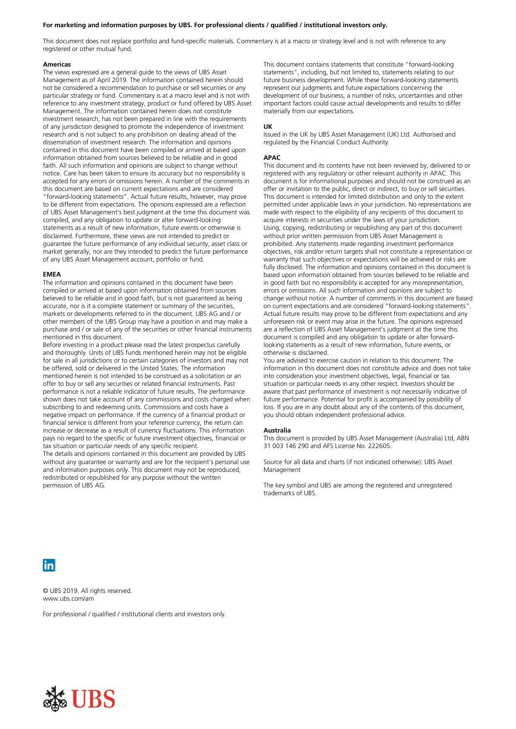**For marketing and information purposes by UBS. For professional clients / qualified / institutional investors only.**

This document does not replace portfolio and fund-specific materials. Commentary is at a macro or strategy level and is not with reference to any registered or other mutual fund.

**Americas**

The views expressed are a general guide to the views of UBS Asset Management as of April 2019. The information contained herein should not be considered a recommendation to purchase or sell securities or any particular strategy or fund. Commentary is at a macro level and is not with reference to any investment strategy, product or fund offered by UBS Asset Management. The information contained herein does not constitute investment research, has not been prepared in line with the requirements of any jurisdiction designed to promote the independence of investment research and is not subject to any prohibition on dealing ahead of the dissemination of investment research. The information and opinions contained in this document have been compiled or arrived at based upon information obtained from sources believed to be reliable and in good faith. All such information and opinions are subject to change without notice. Care has been taken to ensure its accuracy but no responsibility is accepted for any errors or omissions herein. A number of the comments in this document are based on current expectations and are considered "forward-looking statements". Actual future results, however, may prove to be different from expectations. The opinions expressed are a reflection of UBS Asset Management's best judgment at the time this document was compiled, and any obligation to update or alter forward-looking statements as a result of new information, future events or otherwise is disclaimed. Furthermore, these views are not intended to predict or guarantee the future performance of any individual security, asset class or market generally, nor are they intended to predict the future performance of any UBS Asset Management account, portfolio or fund.

**EMEA**

The information and opinions contained in this document have been compiled or arrived at based upon information obtained from sources believed to be reliable and in good faith, but is not guaranteed as being accurate, nor is it a complete statement or summary of the securities, markets or developments referred to in the document. UBS AG and / or other members of the UBS Group may have a position in and may make a purchase and / or sale of any of the securities or other financial instruments mentioned in this document.
Before investing in a product please read the latest prospectus carefully and thoroughly. Units of UBS funds mentioned herein may not be eligible for sale in all jurisdictions or to certain categories of investors and may not be offered, sold or delivered in the United States. The information mentioned herein is not intended to be construed as a solicitation or an offer to buy or sell any securities or related financial instruments. Past performance is not a reliable indicator of future results. The performance shown does not take account of any commissions and costs charged when subscribing to and redeeming units. Commissions and costs have a negative impact on performance. If the currency of a financial product or financial service is different from your reference currency, the return can increase or decrease as a result of currency fluctuations. This information pays no regard to the specific or future investment objectives, financial or tax situation or particular needs of any specific recipient.
The details and opinions contained in this document are provided by UBS without any guarantee or warranty and are for the recipient's personal use and information purposes only. This document may not be reproduced, redistributed or republished for any purpose without the written permission of UBS AG.

This document contains statements that constitute "forward-looking statements", including, but not limited to, statements relating to our future business development. While these forward-looking statements represent our judgments and future expectations concerning the development of our business, a number of risks, uncertainties and other important factors could cause actual developments and results to differ materially from our expectations.

**UK**

Issued in the UK by UBS Asset Management (UK) Ltd. Authorised and regulated by the Financial Conduct Authority.

**APAC**

This document and its contents have not been reviewed by, delivered to or registered with any regulatory or other relevant authority in APAC. This document is for informational purposes and should not be construed as an offer or invitation to the public, direct or indirect, to buy or sell securities. This document is intended for limited distribution and only to the extent permitted under applicable laws in your jurisdiction. No representations are made with respect to the eligibility of any recipients of this document to acquire interests in securities under the laws of your jurisdiction.
Using, copying, redistributing or republishing any part of this document without prior written permission from UBS Asset Management is prohibited. Any statements made regarding investment performance objectives, risk and/or return targets shall not constitute a representation or warranty that such objectives or expectations will be achieved or risks are fully disclosed. The information and opinions contained in this document is based upon information obtained from sources believed to be reliable and in good faith but no responsibility is accepted for any misrepresentation, errors or omissions. All such information and opinions are subject to change without notice. A number of comments in this document are based on current expectations and are considered "forward-looking statements". Actual future results may prove to be different from expectations and any unforeseen risk or event may arise in the future. The opinions expressed are a reflection of UBS Asset Management's judgment at the time this document is compiled and any obligation to update or alter forward-looking statements as a result of new information, future events, or otherwise is disclaimed.
You are advised to exercise caution in relation to this document. The information in this document does not constitute advice and does not take into consideration your investment objectives, legal, financial or tax situation or particular needs in any other respect. Investors should be aware that past performance of investment is not necessarily indicative of future performance. Potential for profit is accompanied by possibility of loss. If you are in any doubt about any of the contents of this document, you should obtain independent professional advice.

**Australia**

This document is provided by UBS Asset Management (Australia) Ltd, ABN 31 003 146 290 and AFS License No. 222605.

Source for all data and charts (if not indicated otherwise): UBS Asset Management

The key symbol and UBS are among the registered and unregistered trademarks of UBS.

© UBS 2019. All rights reserved.
www.ubs.com/am

For professional / qualified / institutional clients and investors only.